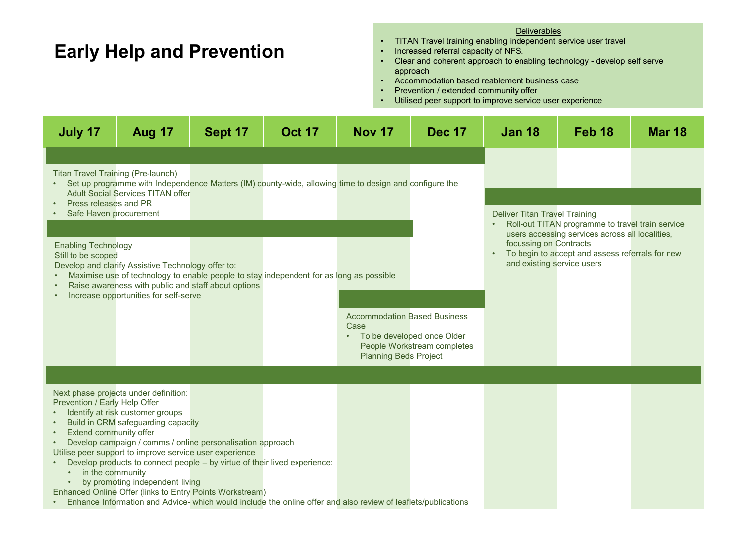# Early Help and Prevention

**Deliverables**

- TITAN Travel training enabling independent service user travel
- Increased referral capacity of NFS.
- Clear and coherent approach to enabling technology - develop self serve approach
- Accommodation based reablement business case
- Prevention / extended community offer
- Utilised peer support to improve service user experience

| July 17 | Aug 17 | Sept 17 | Oct 17 | Nov 17 | Dec 17 | Jan 18 | Feb 18 | Mar 18 |
|---|---|---|---|---|---|---|---|---|

**Titan Travel Training (Pre-launch)** (July 17 – Dec 17)

- Set up programme with Independence Matters (IM) county-wide, allowing time to design and configure the Adult Social Services TITAN offer
- Press releases and PR
- Safe Haven procurement

**Deliver Titan Travel Training** (Jan 18 – Mar 18)

- Roll-out TITAN programme to travel train service users accessing services across all localities, focussing on Contracts
- To begin to accept and assess referrals for new and existing service users

**Enabling Technology** (July 17 – Nov 17)

Still to be scoped

Develop and clarify Assistive Technology offer to:

- Maximise use of technology to enable people to stay independent for as long as possible
- Raise awareness with public and staff about options
- Increase opportunities for self-serve

**Accommodation Based Business Case** (Nov 17 – Dec 17)

- To be developed once Older People Workstream completes Planning Beds Project

**Next phase projects under definition:** (July 17 – Mar 18)

Prevention / Early Help Offer

- Identify at risk customer groups
- Build in CRM safeguarding capacity
- Extend community offer
- Develop campaign / comms / online personalisation approach

Utilise peer support to improve service user experience

- Develop products to connect people – by virtue of their lived experience:
  - in the community
  - by promoting independent living

Enhanced Online Offer (links to Entry Points Workstream)

- Enhance Information and Advice- which would include the online offer and also review of leaflets/publications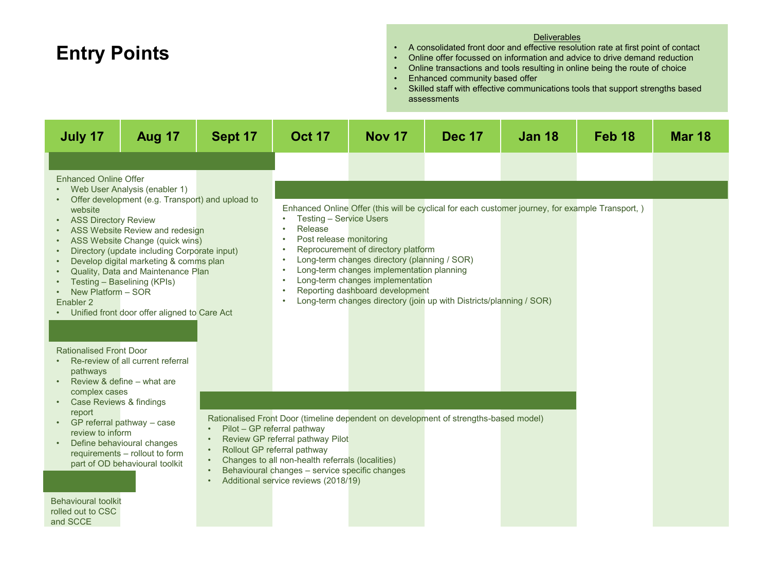# Entry Points

**Deliverables**

- A consolidated front door and effective resolution rate at first point of contact
- Online offer focussed on information and advice to drive demand reduction
- Online transactions and tools resulting in online being the route of choice
- Enhanced community based offer
- Skilled staff with effective communications tools that support strengths based assessments

| July 17 | Aug 17 | Sept 17 | Oct 17 | Nov 17 | Dec 17 | Jan 18 | Feb 18 | Mar 18 |
|---|---|---|---|---|---|---|---|---|

**July 17 – Sept 17**

Enhanced Online Offer
- Web User Analysis (enabler 1)
- Offer development (e.g. Transport) and upload to website
- ASS Directory Review
- ASS Website Review and redesign
- ASS Website Change (quick wins)
- Directory (update including Corporate input)
- Develop digital marketing & comms plan
- Quality, Data and Maintenance Plan
- Testing – Baselining (KPIs)
- New Platform – SOR

Enabler 2
- Unified front door offer aligned to Care Act

**Oct 17 – Mar 18**

Enhanced Online Offer (this will be cyclical for each customer journey, for example Transport, )
- Testing – Service Users
- Release
- Post release monitoring
- Reprocurement of directory platform
- Long-term changes directory (planning / SOR)
- Long-term changes implementation planning
- Long-term changes implementation
- Reporting dashboard development
- Long-term changes directory (join up with Districts/planning / SOR)

**July 17 – Aug 17**

Rationalised Front Door
- Re-review of all current referral pathways
- Review & define – what are complex cases
- Case Reviews & findings report
- GP referral pathway – case review to inform
- Define behavioural changes requirements – rollout to form part of OD behavioural toolkit

**Sept 17 – Jan 18**

Rationalised Front Door (timeline dependent on development of strengths-based model)
- Pilot – GP referral pathway
- Review GP referral pathway Pilot
- Rollout GP referral pathway
- Changes to all non-health referrals (localities)
- Behavioural changes – service specific changes
- Additional service reviews (2018/19)

**July 17**

Behavioural toolkit rolled out to CSC and SCCE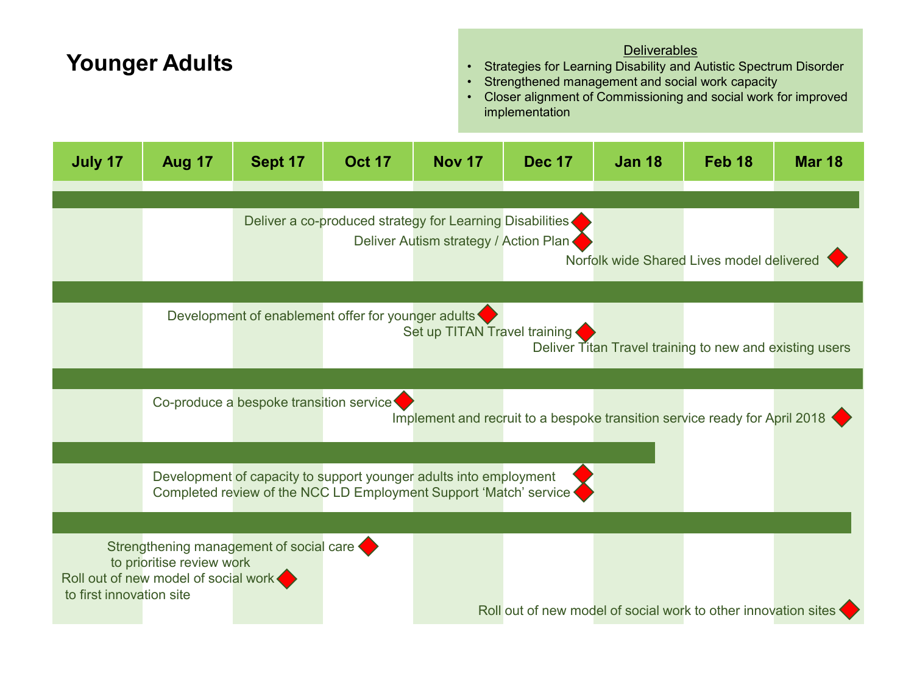# Younger Adults

**Deliverables**

- Strategies for Learning Disability and Autistic Spectrum Disorder
- Strengthened management and social work capacity
- Closer alignment of Commissioning and social work for improved implementation

| July 17 | Aug 17 | Sept 17 | Oct 17 | Nov 17 | Dec 17 | Jan 18 | Feb 18 | Mar 18 |
|---|---|---|---|---|---|---|---|---|

- Deliver a co-produced strategy for Learning Disabilities
- Deliver Autism strategy / Action Plan
- Norfolk wide Shared Lives model delivered

---

- Development of enablement offer for younger adults
- Set up TITAN Travel training
- Deliver Titan Travel training to new and existing users

---

- Co-produce a bespoke transition service
- Implement and recruit to a bespoke transition service ready for April 2018

---

- Development of capacity to support younger adults into employment
- Completed review of the NCC LD Employment Support 'Match' service

---

- Strengthening management of social care to prioritise review work
- Roll out of new model of social work to first innovation site
- Roll out of new model of social work to other innovation sites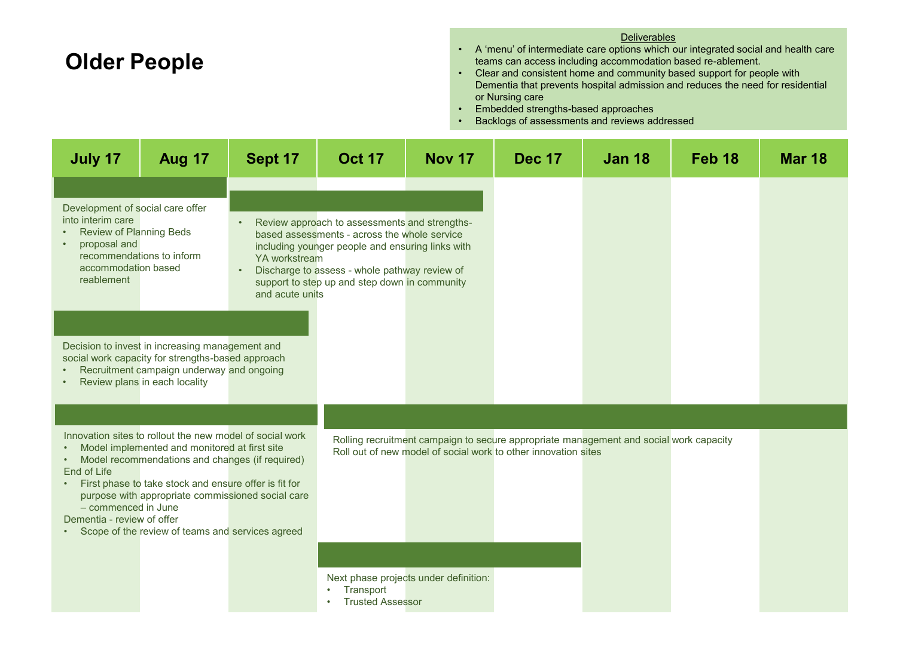# Older People

**Deliverables**

- A 'menu' of intermediate care options which our integrated social and health care teams can access including accommodation based re-ablement.
- Clear and consistent home and community based support for people with Dementia that prevents hospital admission and reduces the need for residential or Nursing care
- Embedded strengths-based approaches
- Backlogs of assessments and reviews addressed

| July 17 | Aug 17 | Sept 17 | Oct 17 | Nov 17 | Dec 17 | Jan 18 | Feb 18 | Mar 18 |
|---|---|---|---|---|---|---|---|---|

**July 17 – Aug 17**

Development of social care offer into interim care

- Review of Planning Beds
- proposal and recommendations to inform accommodation based reablement

**Sept 17 – Nov 17**

- Review approach to assessments and strengths-based assessments - across the whole service including younger people and ensuring links with YA workstream
- Discharge to assess - whole pathway review of support to step up and step down in community and acute units

**July 17 – Sept 17**

Decision to invest in increasing management and social work capacity for strengths-based approach

- Recruitment campaign underway and ongoing
- Review plans in each locality

**July 17 – Sept 17**

Innovation sites to rollout the new model of social work

- Model implemented and monitored at first site
- Model recommendations and changes (if required)

End of Life

- First phase to take stock and ensure offer is fit for purpose with appropriate commissioned social care – commenced in June

Dementia - review of offer

- Scope of the review of teams and services agreed

**Oct 17 – Mar 18**

Rolling recruitment campaign to secure appropriate management and social work capacity
Roll out of new model of social work to other innovation sites

**Oct 17 – Dec 17**

Next phase projects under definition:

- Transport
- Trusted Assessor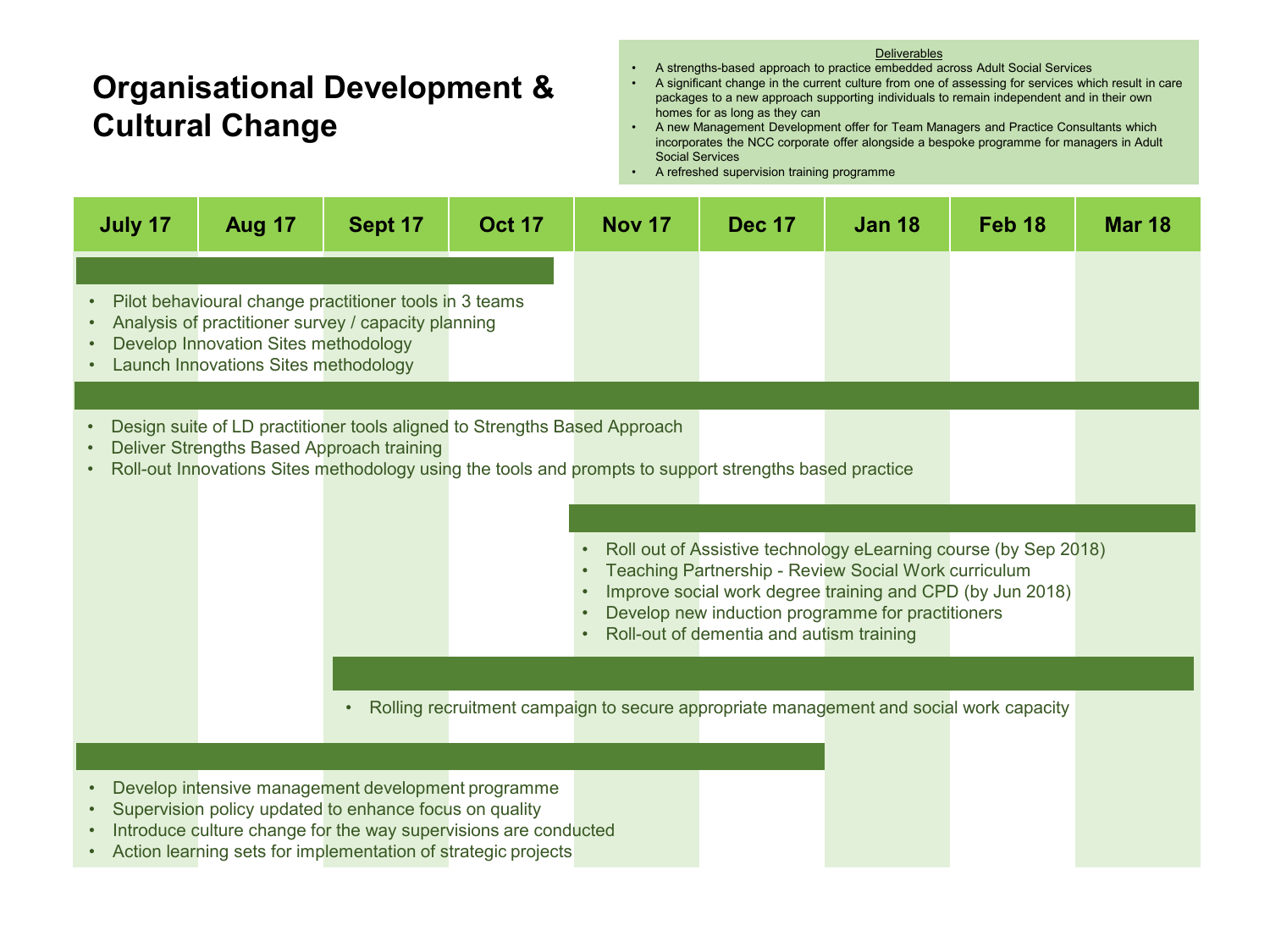# Organisational Development & Cultural Change

**Deliverables**

- A strengths-based approach to practice embedded across Adult Social Services
- A significant change in the current culture from one of assessing for services which result in care packages to a new approach supporting individuals to remain independent and in their own homes for as long as they can
- A new Management Development offer for Team Managers and Practice Consultants which incorporates the NCC corporate offer alongside a bespoke programme for managers in Adult Social Services
- A refreshed supervision training programme

| July 17 | Aug 17 | Sept 17 | Oct 17 | Nov 17 | Dec 17 | Jan 18 | Feb 18 | Mar 18 |
|---|---|---|---|---|---|---|---|---|

**July 17 – Oct 17**

- Pilot behavioural change practitioner tools in 3 teams
- Analysis of practitioner survey / capacity planning
- Develop Innovation Sites methodology
- Launch Innovations Sites methodology

**July 17 – Mar 18**

- Design suite of LD practitioner tools aligned to Strengths Based Approach
- Deliver Strengths Based Approach training
- Roll-out Innovations Sites methodology using the tools and prompts to support strengths based practice

**Nov 17 – Mar 18**

- Roll out of Assistive technology eLearning course (by Sep 2018)
- Teaching Partnership - Review Social Work curriculum
- Improve social work degree training and CPD (by Jun 2018)
- Develop new induction programme for practitioners
- Roll-out of dementia and autism training

**Sept 17 – Mar 18**

- Rolling recruitment campaign to secure appropriate management and social work capacity

**July 17 – Dec 17**

- Develop intensive management development programme
- Supervision policy updated to enhance focus on quality
- Introduce culture change for the way supervisions are conducted
- Action learning sets for implementation of strategic projects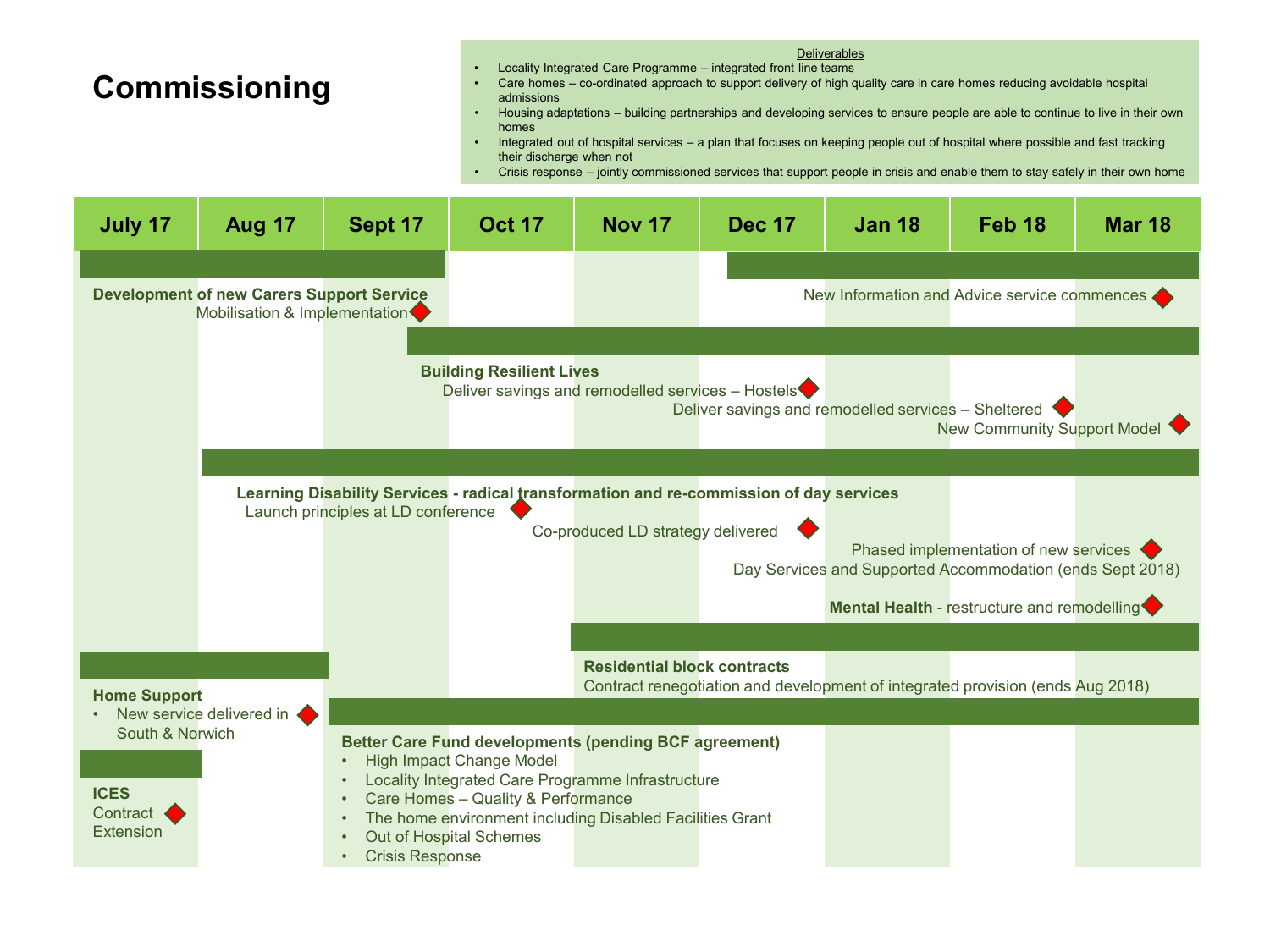# Commissioning

Deliverables

- Locality Integrated Care Programme – integrated front line teams
- Care homes – co-ordinated approach to support delivery of high quality care in care homes reducing avoidable hospital admissions
- Housing adaptations – building partnerships and developing services to ensure people are able to continue to live in their own homes
- Integrated out of hospital services – a plan that focuses on keeping people out of hospital where possible and fast tracking their discharge when not
- Crisis response – jointly commissioned services that support people in crisis and enable them to stay safely in their own home

July 17 | Aug 17 | Sept 17 | Oct 17 | Nov 17 | Dec 17 | Jan 18 | Feb 18 | Mar 18

**Development of new Carers Support Service**
Mobilisation & Implementation

New Information and Advice service commences

**Building Resilient Lives**
Deliver savings and remodelled services – Hostels
Deliver savings and remodelled services – Sheltered
New Community Support Model

**Learning Disability Services - radical transformation and re-commission of day services**
Launch principles at LD conference
Co-produced LD strategy delivered
Phased implementation of new services
Day Services and Supported Accommodation (ends Sept 2018)

**Mental Health** - restructure and remodelling

**Residential block contracts**
Contract renegotiation and development of integrated provision (ends Aug 2018)

**Home Support**
- New service delivered in South & Norwich

**ICES**
Contract Extension

**Better Care Fund developments (pending BCF agreement)**
- High Impact Change Model
- Locality Integrated Care Programme Infrastructure
- Care Homes – Quality & Performance
- The home environment including Disabled Facilities Grant
- Out of Hospital Schemes
- Crisis Response